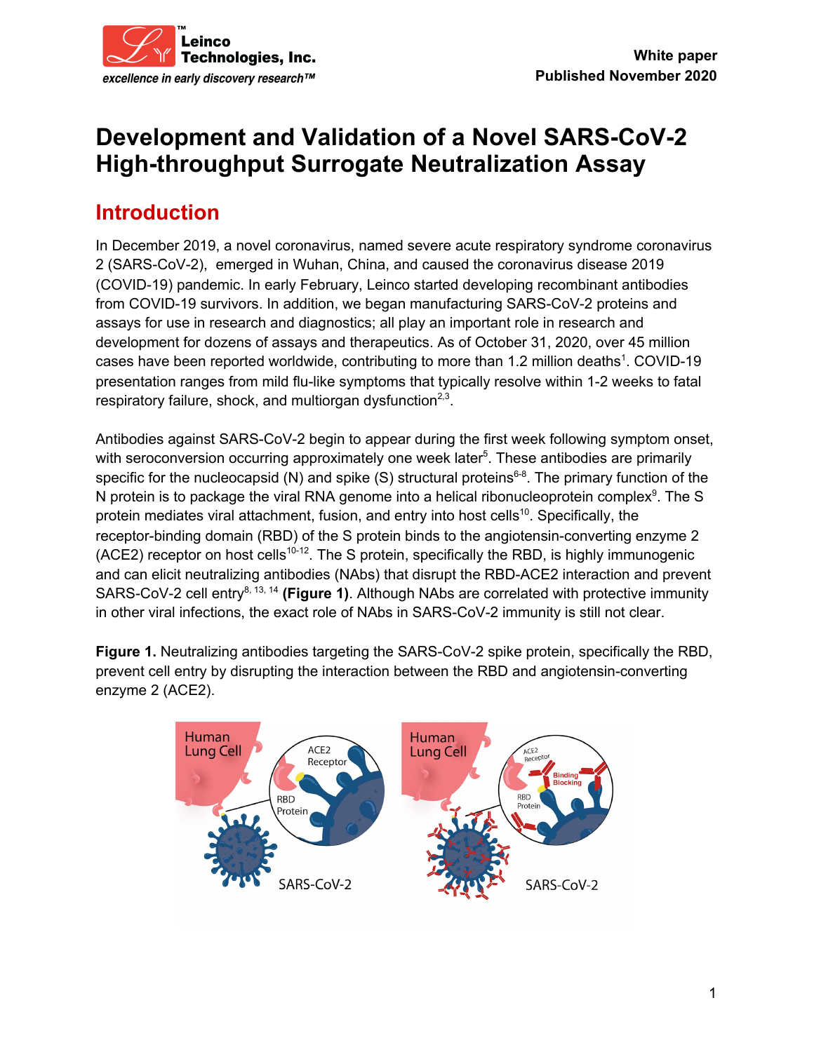White paper
Published November 2020

# Development and Validation of a Novel SARS-CoV-2 High-throughput Surrogate Neutralization Assay

## Introduction

In December 2019, a novel coronavirus, named severe acute respiratory syndrome coronavirus 2 (SARS-CoV-2), emerged in Wuhan, China, and caused the coronavirus disease 2019 (COVID-19) pandemic. In early February, Leinco started developing recombinant antibodies from COVID-19 survivors. In addition, we began manufacturing SARS-CoV-2 proteins and assays for use in research and diagnostics; all play an important role in research and development for dozens of assays and therapeutics. As of October 31, 2020, over 45 million cases have been reported worldwide, contributing to more than 1.2 million deaths[1]. COVID-19 presentation ranges from mild flu-like symptoms that typically resolve within 1-2 weeks to fatal respiratory failure, shock, and multiorgan dysfunction[2,3].

Antibodies against SARS-CoV-2 begin to appear during the first week following symptom onset, with seroconversion occurring approximately one week later[5]. These antibodies are primarily specific for the nucleocapsid (N) and spike (S) structural proteins[6-8]. The primary function of the N protein is to package the viral RNA genome into a helical ribonucleoprotein complex[9]. The S protein mediates viral attachment, fusion, and entry into host cells[10]. Specifically, the receptor-binding domain (RBD) of the S protein binds to the angiotensin-converting enzyme 2 (ACE2) receptor on host cells[10-12]. The S protein, specifically the RBD, is highly immunogenic and can elicit neutralizing antibodies (NAbs) that disrupt the RBD-ACE2 interaction and prevent SARS-CoV-2 cell entry[8, 13, 14] **(Figure 1)**. Although NAbs are correlated with protective immunity in other viral infections, the exact role of NAbs in SARS-CoV-2 immunity is still not clear.

**Figure 1.** Neutralizing antibodies targeting the SARS-CoV-2 spike protein, specifically the RBD, prevent cell entry by disrupting the interaction between the RBD and angiotensin-converting enzyme 2 (ACE2).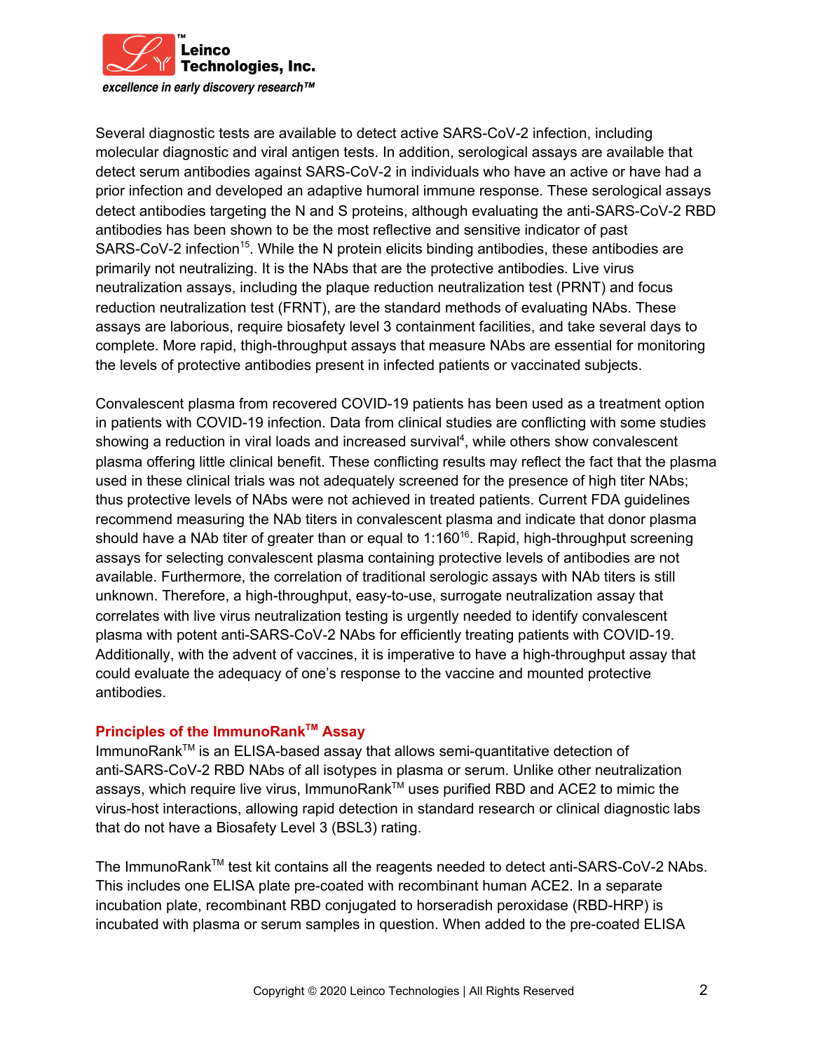Several diagnostic tests are available to detect active SARS-CoV-2 infection, including molecular diagnostic and viral antigen tests. In addition, serological assays are available that detect serum antibodies against SARS-CoV-2 in individuals who have an active or have had a prior infection and developed an adaptive humoral immune response. These serological assays detect antibodies targeting the N and S proteins, although evaluating the anti-SARS-CoV-2 RBD antibodies has been shown to be the most reflective and sensitive indicator of past SARS-CoV-2 infection[15]. While the N protein elicits binding antibodies, these antibodies are primarily not neutralizing. It is the NAbs that are the protective antibodies. Live virus neutralization assays, including the plaque reduction neutralization test (PRNT) and focus reduction neutralization test (FRNT), are the standard methods of evaluating NAbs. These assays are laborious, require biosafety level 3 containment facilities, and take several days to complete. More rapid, thigh-throughput assays that measure NAbs are essential for monitoring the levels of protective antibodies present in infected patients or vaccinated subjects.

Convalescent plasma from recovered COVID-19 patients has been used as a treatment option in patients with COVID-19 infection. Data from clinical studies are conflicting with some studies showing a reduction in viral loads and increased survival[4], while others show convalescent plasma offering little clinical benefit. These conflicting results may reflect the fact that the plasma used in these clinical trials was not adequately screened for the presence of high titer NAbs; thus protective levels of NAbs were not achieved in treated patients. Current FDA guidelines recommend measuring the NAb titers in convalescent plasma and indicate that donor plasma should have a NAb titer of greater than or equal to 1:160[16]. Rapid, high-throughput screening assays for selecting convalescent plasma containing protective levels of antibodies are not available. Furthermore, the correlation of traditional serologic assays with NAb titers is still unknown. Therefore, a high-throughput, easy-to-use, surrogate neutralization assay that correlates with live virus neutralization testing is urgently needed to identify convalescent plasma with potent anti-SARS-CoV-2 NAbs for efficiently treating patients with COVID-19. Additionally, with the advent of vaccines, it is imperative to have a high-throughput assay that could evaluate the adequacy of one's response to the vaccine and mounted protective antibodies.

## Principles of the ImmunoRank™ Assay

ImmunoRank™ is an ELISA-based assay that allows semi-quantitative detection of anti-SARS-CoV-2 RBD NAbs of all isotypes in plasma or serum. Unlike other neutralization assays, which require live virus, ImmunoRank™ uses purified RBD and ACE2 to mimic the virus-host interactions, allowing rapid detection in standard research or clinical diagnostic labs that do not have a Biosafety Level 3 (BSL3) rating.

The ImmunoRank™ test kit contains all the reagents needed to detect anti-SARS-CoV-2 NAbs. This includes one ELISA plate pre-coated with recombinant human ACE2. In a separate incubation plate, recombinant RBD conjugated to horseradish peroxidase (RBD-HRP) is incubated with plasma or serum samples in question. When added to the pre-coated ELISA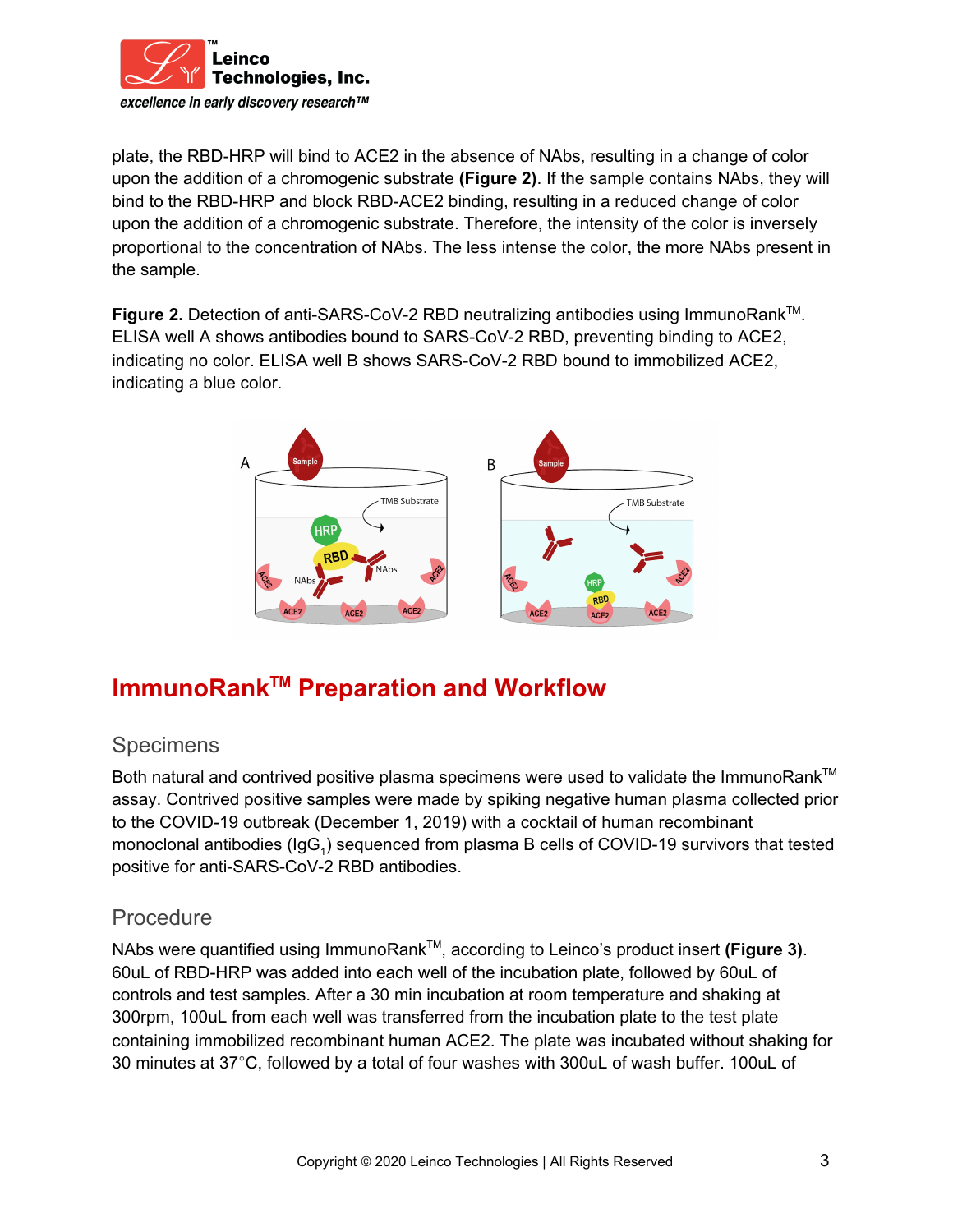plate, the RBD-HRP will bind to ACE2 in the absence of NAbs, resulting in a change of color upon the addition of a chromogenic substrate **(Figure 2)**. If the sample contains NAbs, they will bind to the RBD-HRP and block RBD-ACE2 binding, resulting in a reduced change of color upon the addition of a chromogenic substrate. Therefore, the intensity of the color is inversely proportional to the concentration of NAbs. The less intense the color, the more NAbs present in the sample.

**Figure 2.** Detection of anti-SARS-CoV-2 RBD neutralizing antibodies using ImmunoRank™. ELISA well A shows antibodies bound to SARS-CoV-2 RBD, preventing binding to ACE2, indicating no color. ELISA well B shows SARS-CoV-2 RBD bound to immobilized ACE2, indicating a blue color.

## ImmunoRank™ Preparation and Workflow

### Specimens

Both natural and contrived positive plasma specimens were used to validate the ImmunoRank™ assay. Contrived positive samples were made by spiking negative human plasma collected prior to the COVID-19 outbreak (December 1, 2019) with a cocktail of human recombinant monoclonal antibodies ($IgG_1$) sequenced from plasma B cells of COVID-19 survivors that tested positive for anti-SARS-CoV-2 RBD antibodies.

### Procedure

NAbs were quantified using ImmunoRank™, according to Leinco's product insert **(Figure 3)**. 60uL of RBD-HRP was added into each well of the incubation plate, followed by 60uL of controls and test samples. After a 30 min incubation at room temperature and shaking at 300rpm, 100uL from each well was transferred from the incubation plate to the test plate containing immobilized recombinant human ACE2. The plate was incubated without shaking for 30 minutes at 37°C, followed by a total of four washes with 300uL of wash buffer. 100uL of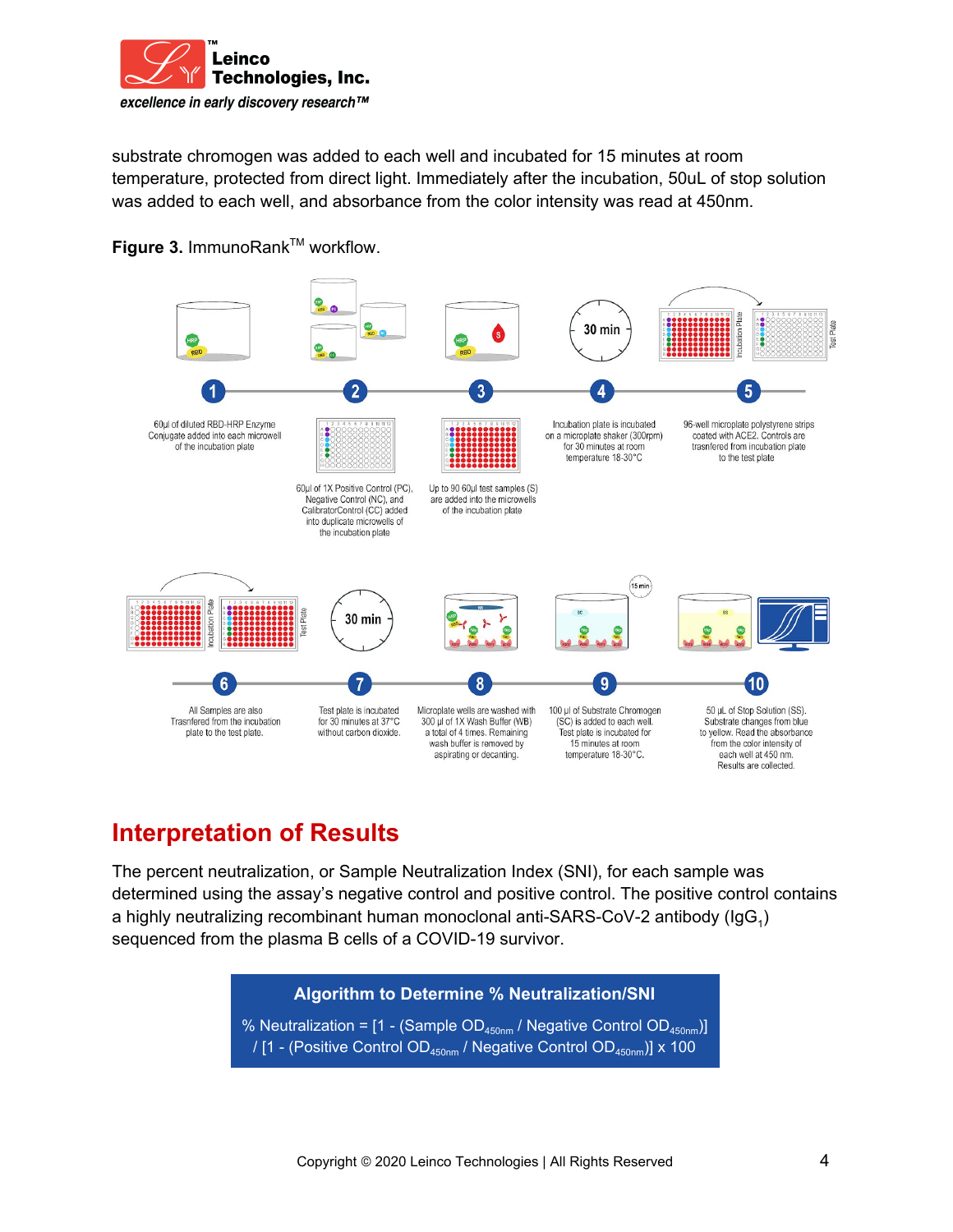substrate chromogen was added to each well and incubated for 15 minutes at room temperature, protected from direct light. Immediately after the incubation, 50uL of stop solution was added to each well, and absorbance from the color intensity was read at 450nm.

**Figure 3.** ImmunoRank™ workflow.

1. 60µl of diluted RBD-HRP Enzyme Conjugate added into each microwell of the incubation plate
2. 60µl of 1X Positive Control (PC), Negative Control (NC), and CalibratorControl (CC) added into duplicate microwells of the incubation plate
3. Up to 90 60µl test samples (S) are added into the microwells of the incubation plate
4. Incubation plate is incubated on a microplate shaker (300rpm) for 30 minutes at room temperature 18-30°C
5. 96-well microplate polystyrene strips coated with ACE2. Controls are trasnfered from incubation plate to the test plate
6. All Samples are also Trasnfered from the incubation plate to the test plate.
7. Test plate is incubated for 30 minutes at 37°C without carbon dioxide.
8. Microplate wells are washed with 300 µl of 1X Wash Buffer (WB) a total of 4 times. Remaining wash buffer is removed by aspirating or decanting.
9. 100 µl of Substrate Chromogen (SC) is added to each well. Test plate is incubated for 15 minutes at room temperature 18-30°C.
10. 50 µL of Stop Solution (SS). Substrate changes from blue to yellow. Read the absorbance from the color intensity of each well at 450 nm. Results are collected.

## Interpretation of Results

The percent neutralization, or Sample Neutralization Index (SNI), for each sample was determined using the assay's negative control and positive control. The positive control contains a highly neutralizing recombinant human monoclonal anti-SARS-CoV-2 antibody ($IgG_1$) sequenced from the plasma B cells of a COVID-19 survivor.

**Algorithm to Determine % Neutralization/SNI**

$$\%\ \text{Neutralization} = [1 - (\text{Sample OD}_{450nm} / \text{Negative Control OD}_{450nm})] / [1 - (\text{Positive Control OD}_{450nm} / \text{Negative Control OD}_{450nm})] \times 100$$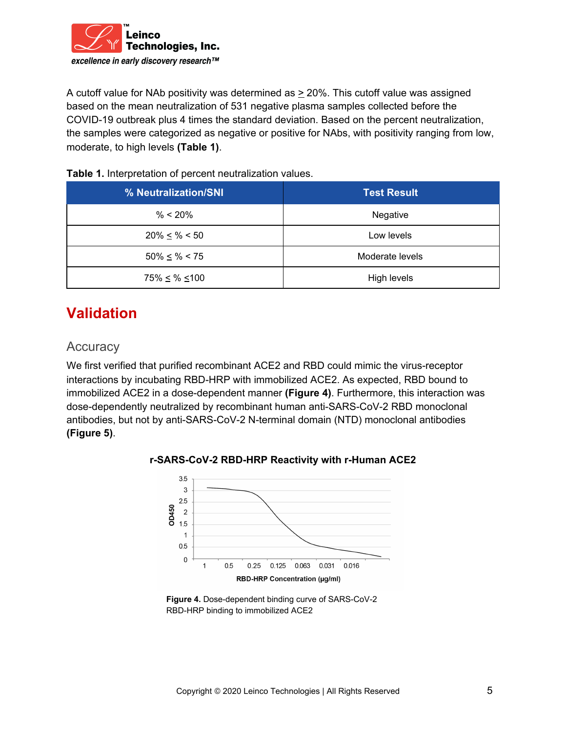A cutoff value for NAb positivity was determined as ≥ 20%. This cutoff value was assigned based on the mean neutralization of 531 negative plasma samples collected before the COVID-19 outbreak plus 4 times the standard deviation. Based on the percent neutralization, the samples were categorized as negative or positive for NAbs, with positivity ranging from low, moderate, to high levels **(Table 1)**.

**Table 1.** Interpretation of percent neutralization values.

| % Neutralization/SNI | Test Result |
|---|---|
| % < 20% | Negative |
| 20% ≤ % < 50 | Low levels |
| 50% ≤ % < 75 | Moderate levels |
| 75% ≤ % ≤100 | High levels |

# Validation

## Accuracy

We first verified that purified recombinant ACE2 and RBD could mimic the virus-receptor interactions by incubating RBD-HRP with immobilized ACE2. As expected, RBD bound to immobilized ACE2 in a dose-dependent manner **(Figure 4)**. Furthermore, this interaction was dose-dependently neutralized by recombinant human anti-SARS-CoV-2 RBD monoclonal antibodies, but not by anti-SARS-CoV-2 N-terminal domain (NTD) monoclonal antibodies **(Figure 5)**.

**Figure 4.** Dose-dependent binding curve of SARS-CoV-2 RBD-HRP binding to immobilized ACE2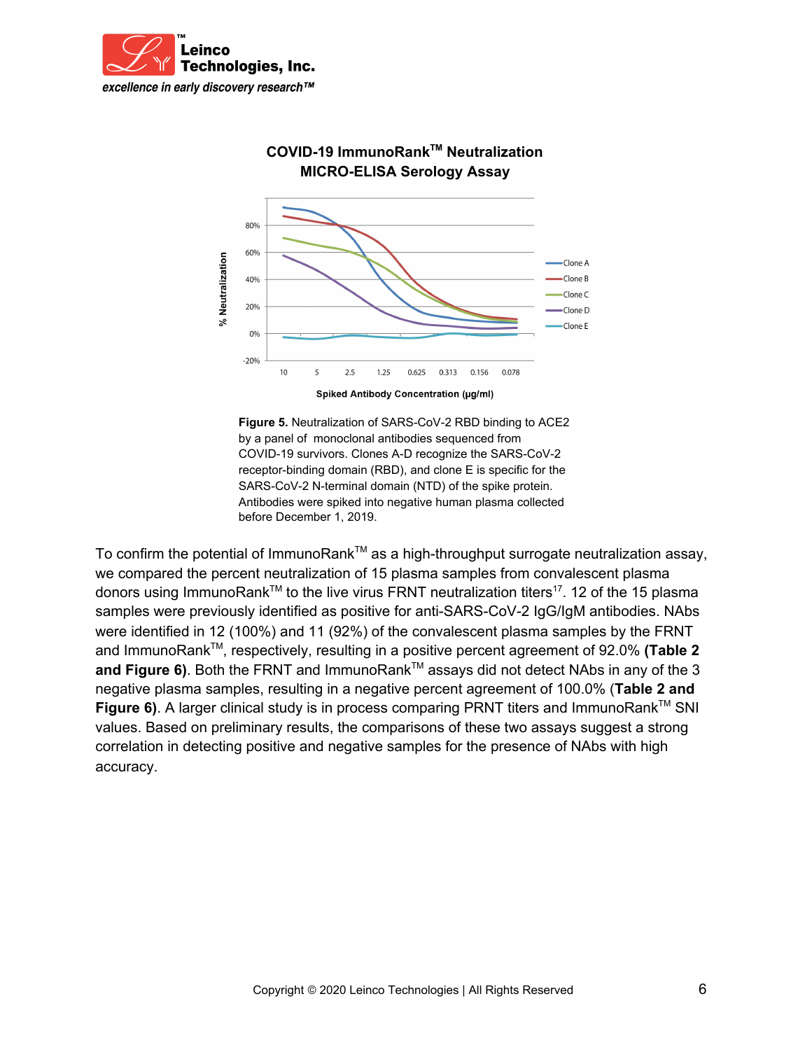**COVID-19 ImmunoRank™ Neutralization MICRO-ELISA Serology Assay**

**Figure 5.** Neutralization of SARS-CoV-2 RBD binding to ACE2 by a panel of monoclonal antibodies sequenced from COVID-19 survivors. Clones A-D recognize the SARS-CoV-2 receptor-binding domain (RBD), and clone E is specific for the SARS-CoV-2 N-terminal domain (NTD) of the spike protein. Antibodies were spiked into negative human plasma collected before December 1, 2019.

To confirm the potential of ImmunoRank™ as a high-throughput surrogate neutralization assay, we compared the percent neutralization of 15 plasma samples from convalescent plasma donors using ImmunoRank™ to the live virus FRNT neutralization titers[17]. 12 of the 15 plasma samples were previously identified as positive for anti-SARS-CoV-2 IgG/IgM antibodies. NAbs were identified in 12 (100%) and 11 (92%) of the convalescent plasma samples by the FRNT and ImmunoRank™, respectively, resulting in a positive percent agreement of 92.0% **(Table 2 and Figure 6)**. Both the FRNT and ImmunoRank™ assays did not detect NAbs in any of the 3 negative plasma samples, resulting in a negative percent agreement of 100.0% (**Table 2 and Figure 6)**. A larger clinical study is in process comparing PRNT titers and ImmunoRank™ SNI values. Based on preliminary results, the comparisons of these two assays suggest a strong correlation in detecting positive and negative samples for the presence of NAbs with high accuracy.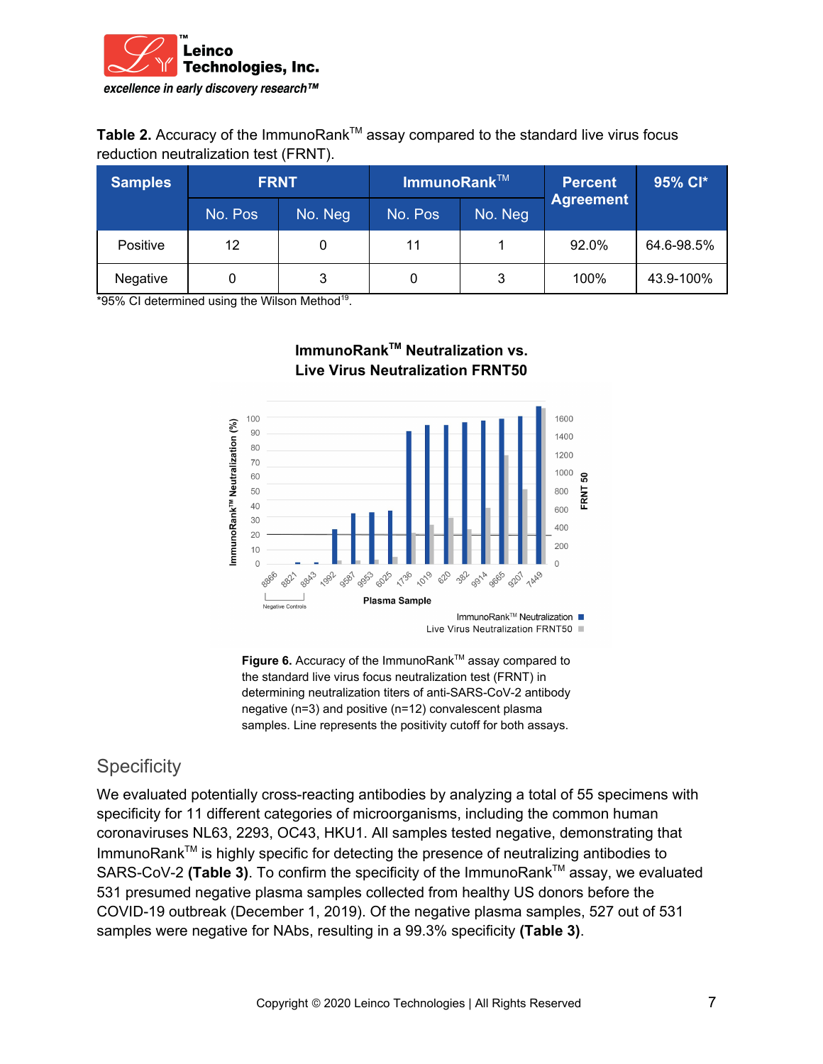**Table 2.** Accuracy of the ImmunoRank™ assay compared to the standard live virus focus reduction neutralization test (FRNT).

| Samples | FRNT | | ImmunoRank™ | | Percent Agreement | 95% CI* |
|---|---|---|---|---|---|---|
| | No. Pos | No. Neg | No. Pos | No. Neg | | |
| Positive | 12 | 0 | 11 | 1 | 92.0% | 64.6-98.5% |
| Negative | 0 | 3 | 0 | 3 | 100% | 43.9-100% |

*95% CI determined using the Wilson Method[19].

**Figure 6.** Accuracy of the ImmunoRank™ assay compared to the standard live virus focus neutralization test (FRNT) in determining neutralization titers of anti-SARS-CoV-2 antibody negative (n=3) and positive (n=12) convalescent plasma samples. Line represents the positivity cutoff for both assays.

## Specificity

We evaluated potentially cross-reacting antibodies by analyzing a total of 55 specimens with specificity for 11 different categories of microorganisms, including the common human coronaviruses NL63, 2293, OC43, HKU1. All samples tested negative, demonstrating that ImmunoRank™ is highly specific for detecting the presence of neutralizing antibodies to SARS-CoV-2 **(Table 3)**. To confirm the specificity of the ImmunoRank™ assay, we evaluated 531 presumed negative plasma samples collected from healthy US donors before the COVID-19 outbreak (December 1, 2019). Of the negative plasma samples, 527 out of 531 samples were negative for NAbs, resulting in a 99.3% specificity **(Table 3)**.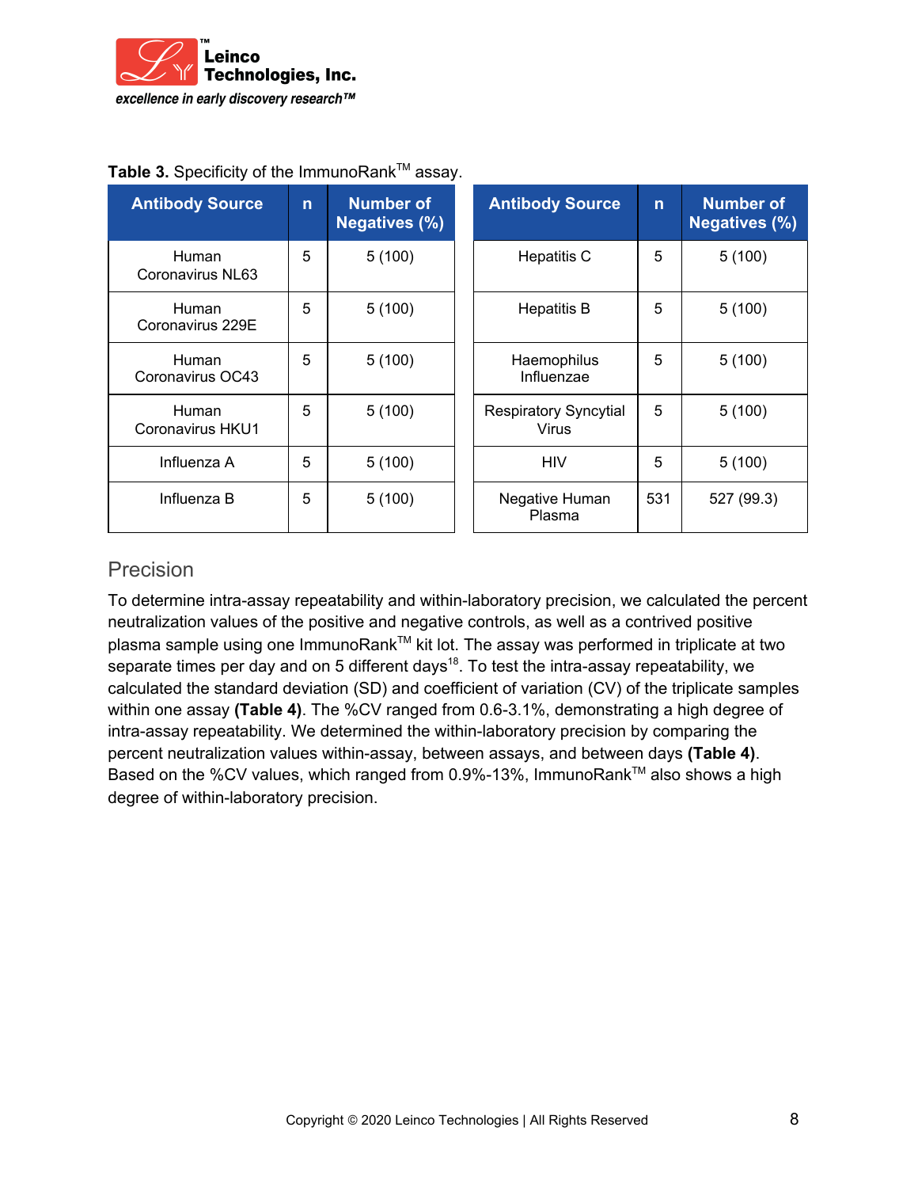**Table 3.** Specificity of the ImmunoRank™ assay.

| Antibody Source | n | Number of Negatives (%) |
|---|---|---|
| Human Coronavirus NL63 | 5 | 5 (100) |
| Human Coronavirus 229E | 5 | 5 (100) |
| Human Coronavirus OC43 | 5 | 5 (100) |
| Human Coronavirus HKU1 | 5 | 5 (100) |
| Influenza A | 5 | 5 (100) |
| Influenza B | 5 | 5 (100) |
| Hepatitis C | 5 | 5 (100) |
| Hepatitis B | 5 | 5 (100) |
| Haemophilus Influenzae | 5 | 5 (100) |
| Respiratory Syncytial Virus | 5 | 5 (100) |
| HIV | 5 | 5 (100) |
| Negative Human Plasma | 531 | 527 (99.3) |

## Precision

To determine intra-assay repeatability and within-laboratory precision, we calculated the percent neutralization values of the positive and negative controls, as well as a contrived positive plasma sample using one ImmunoRank™ kit lot. The assay was performed in triplicate at two separate times per day and on 5 different days[18]. To test the intra-assay repeatability, we calculated the standard deviation (SD) and coefficient of variation (CV) of the triplicate samples within one assay **(Table 4)**. The %CV ranged from 0.6-3.1%, demonstrating a high degree of intra-assay repeatability. We determined the within-laboratory precision by comparing the percent neutralization values within-assay, between assays, and between days **(Table 4)**. Based on the %CV values, which ranged from 0.9%-13%, ImmunoRank™ also shows a high degree of within-laboratory precision.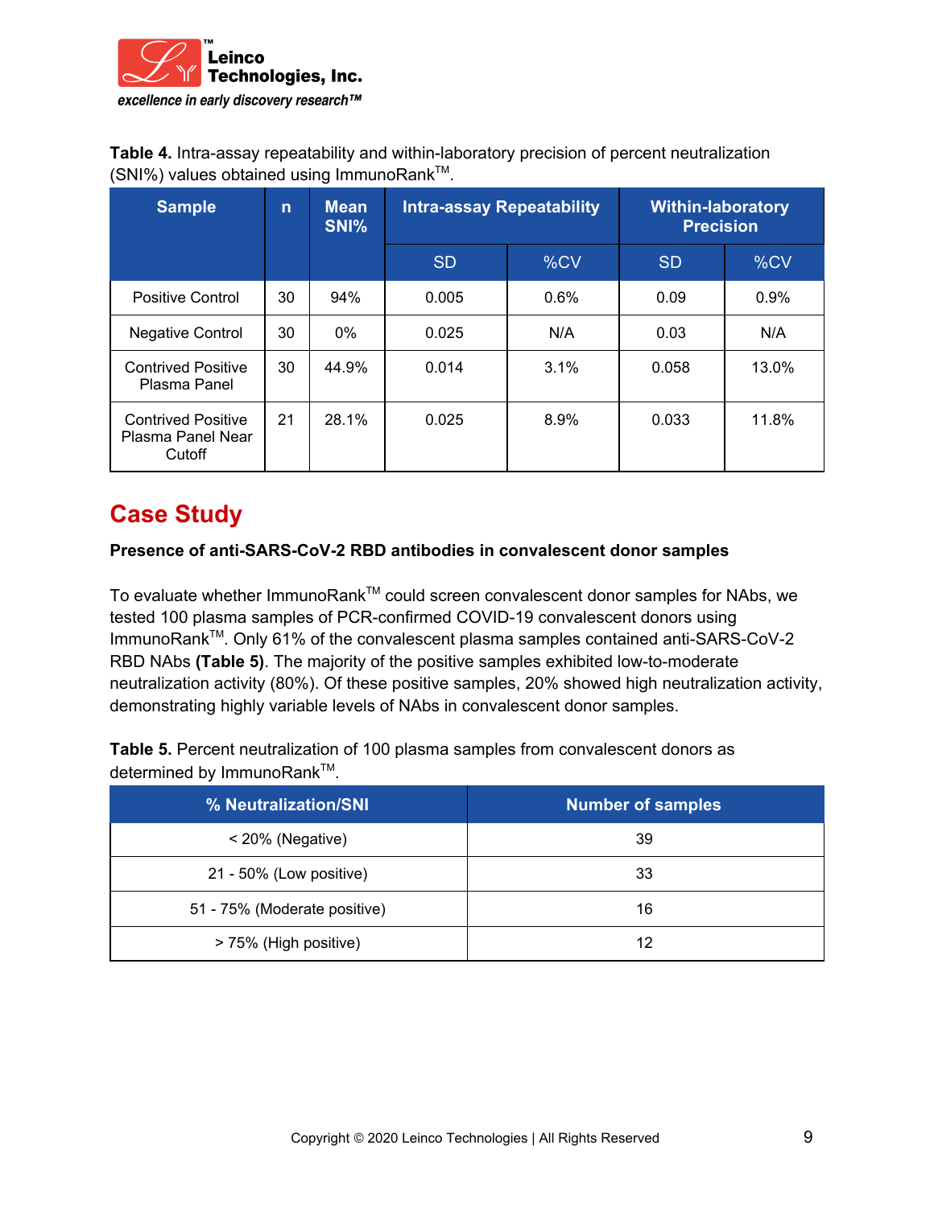**Table 4.** Intra-assay repeatability and within-laboratory precision of percent neutralization (SNI%) values obtained using ImmunoRank™.

| Sample | n | Mean SNI% | Intra-assay Repeatability | | Within-laboratory Precision | |
|---|---|---|---|---|---|---|
| | | | SD | %CV | SD | %CV |
| Positive Control | 30 | 94% | 0.005 | 0.6% | 0.09 | 0.9% |
| Negative Control | 30 | 0% | 0.025 | N/A | 0.03 | N/A |
| Contrived Positive Plasma Panel | 30 | 44.9% | 0.014 | 3.1% | 0.058 | 13.0% |
| Contrived Positive Plasma Panel Near Cutoff | 21 | 28.1% | 0.025 | 8.9% | 0.033 | 11.8% |

# Case Study

**Presence of anti-SARS-CoV-2 RBD antibodies in convalescent donor samples**

To evaluate whether ImmunoRank™ could screen convalescent donor samples for NAbs, we tested 100 plasma samples of PCR-confirmed COVID-19 convalescent donors using ImmunoRank™. Only 61% of the convalescent plasma samples contained anti-SARS-CoV-2 RBD NAbs **(Table 5)**. The majority of the positive samples exhibited low-to-moderate neutralization activity (80%). Of these positive samples, 20% showed high neutralization activity, demonstrating highly variable levels of NAbs in convalescent donor samples.

**Table 5.** Percent neutralization of 100 plasma samples from convalescent donors as determined by ImmunoRank™.

| % Neutralization/SNI | Number of samples |
|---|---|
| < 20% (Negative) | 39 |
| 21 - 50% (Low positive) | 33 |
| 51 - 75% (Moderate positive) | 16 |
| > 75% (High positive) | 12 |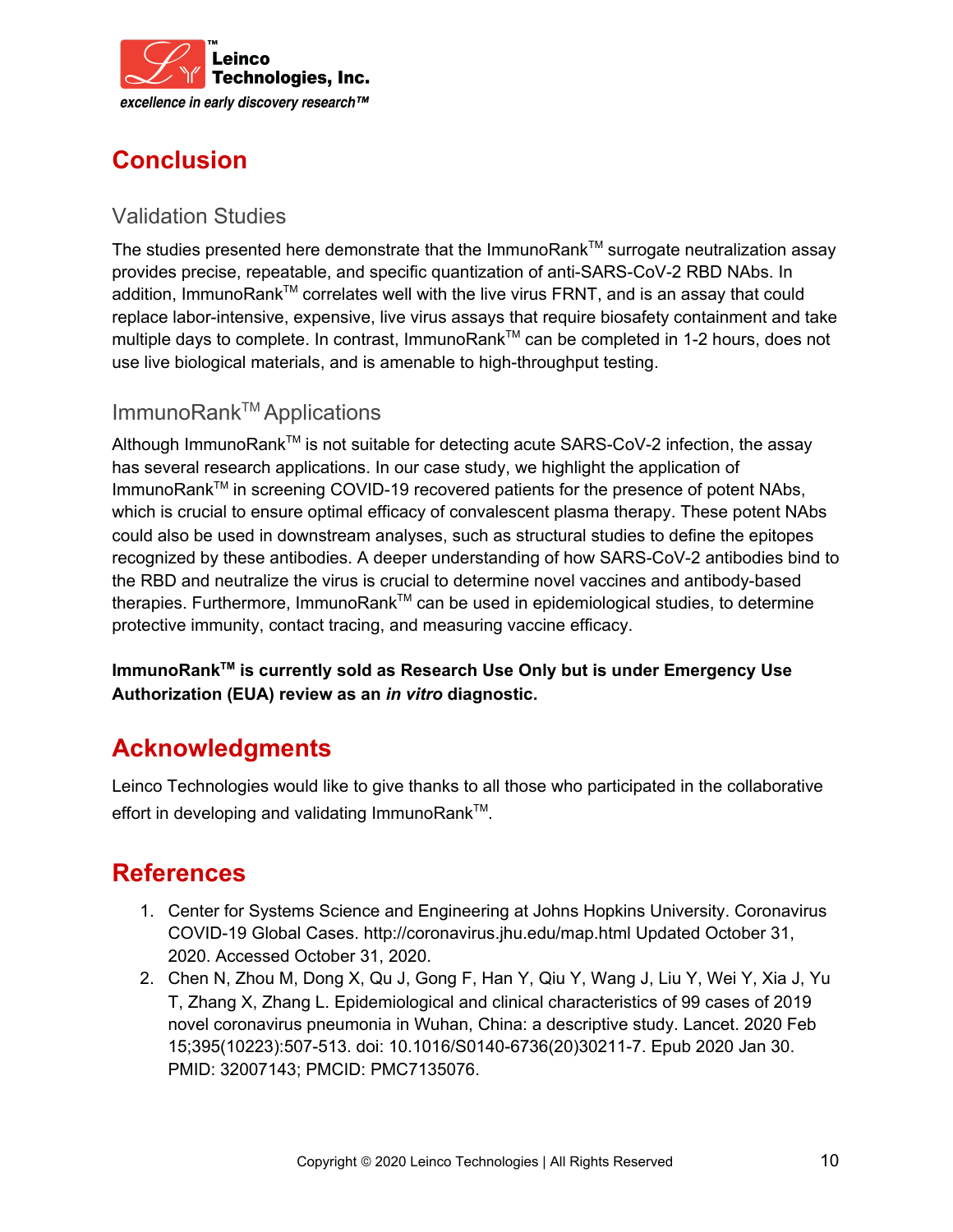## Conclusion

### Validation Studies

The studies presented here demonstrate that the ImmunoRank™ surrogate neutralization assay provides precise, repeatable, and specific quantization of anti-SARS-CoV-2 RBD NAbs. In addition, ImmunoRank™ correlates well with the live virus FRNT, and is an assay that could replace labor-intensive, expensive, live virus assays that require biosafety containment and take multiple days to complete. In contrast, ImmunoRank™ can be completed in 1-2 hours, does not use live biological materials, and is amenable to high-throughput testing.

### ImmunoRank™ Applications

Although ImmunoRank™ is not suitable for detecting acute SARS-CoV-2 infection, the assay has several research applications. In our case study, we highlight the application of ImmunoRank™ in screening COVID-19 recovered patients for the presence of potent NAbs, which is crucial to ensure optimal efficacy of convalescent plasma therapy. These potent NAbs could also be used in downstream analyses, such as structural studies to define the epitopes recognized by these antibodies. A deeper understanding of how SARS-CoV-2 antibodies bind to the RBD and neutralize the virus is crucial to determine novel vaccines and antibody-based therapies. Furthermore, ImmunoRank™ can be used in epidemiological studies, to determine protective immunity, contact tracing, and measuring vaccine efficacy.

**ImmunoRank™ is currently sold as Research Use Only but is under Emergency Use Authorization (EUA) review as an *in vitro* diagnostic.**

## Acknowledgments

Leinco Technologies would like to give thanks to all those who participated in the collaborative effort in developing and validating ImmunoRank™.

## References

1. Center for Systems Science and Engineering at Johns Hopkins University. Coronavirus COVID-19 Global Cases. http://coronavirus.jhu.edu/map.html Updated October 31, 2020. Accessed October 31, 2020.
2. Chen N, Zhou M, Dong X, Qu J, Gong F, Han Y, Qiu Y, Wang J, Liu Y, Wei Y, Xia J, Yu T, Zhang X, Zhang L. Epidemiological and clinical characteristics of 99 cases of 2019 novel coronavirus pneumonia in Wuhan, China: a descriptive study. Lancet. 2020 Feb 15;395(10223):507-513. doi: 10.1016/S0140-6736(20)30211-7. Epub 2020 Jan 30. PMID: 32007143; PMCID: PMC7135076.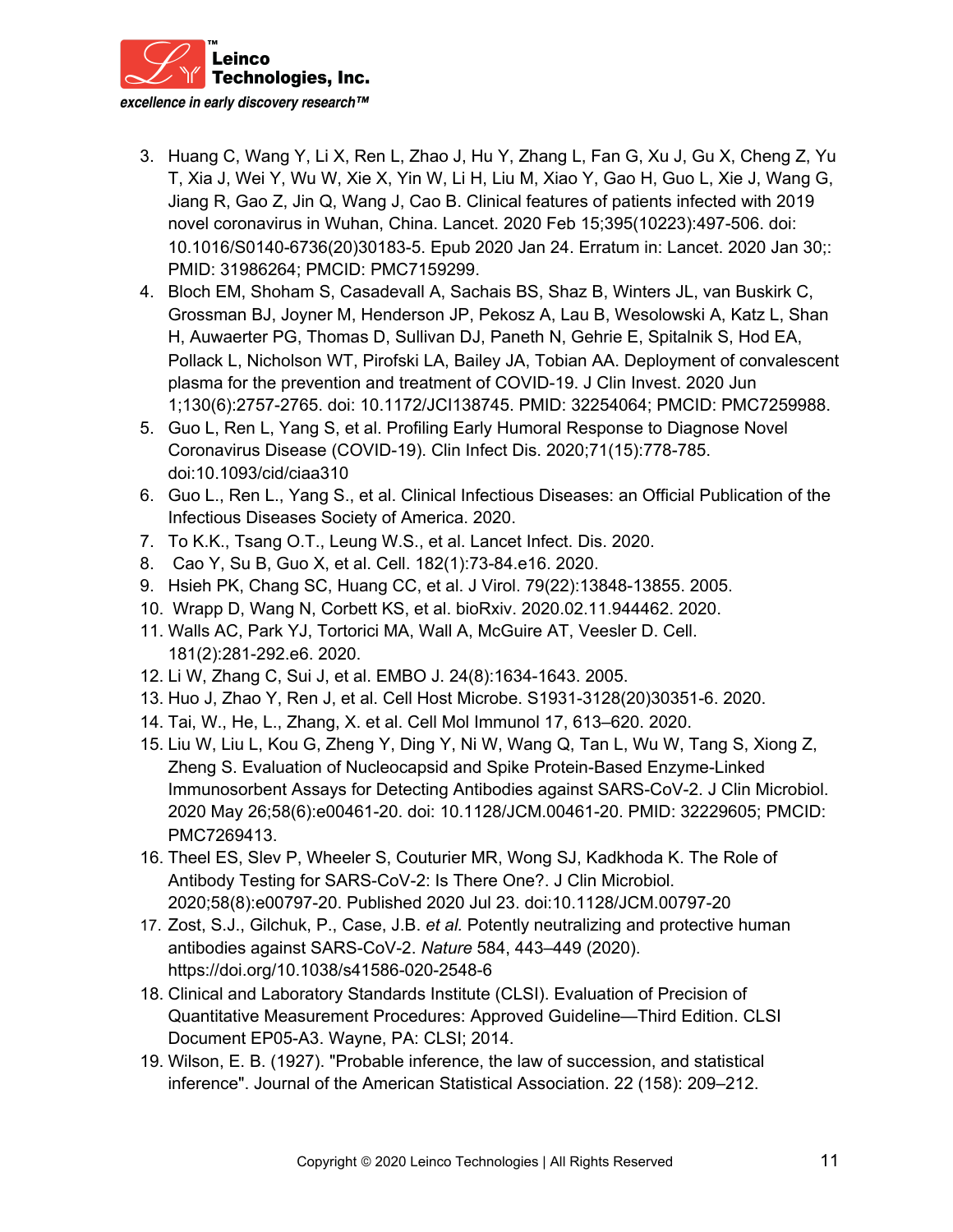3. Huang C, Wang Y, Li X, Ren L, Zhao J, Hu Y, Zhang L, Fan G, Xu J, Gu X, Cheng Z, Yu T, Xia J, Wei Y, Wu W, Xie X, Yin W, Li H, Liu M, Xiao Y, Gao H, Guo L, Xie J, Wang G, Jiang R, Gao Z, Jin Q, Wang J, Cao B. Clinical features of patients infected with 2019 novel coronavirus in Wuhan, China. Lancet. 2020 Feb 15;395(10223):497-506. doi: 10.1016/S0140-6736(20)30183-5. Epub 2020 Jan 24. Erratum in: Lancet. 2020 Jan 30;: PMID: 31986264; PMCID: PMC7159299.
4. Bloch EM, Shoham S, Casadevall A, Sachais BS, Shaz B, Winters JL, van Buskirk C, Grossman BJ, Joyner M, Henderson JP, Pekosz A, Lau B, Wesolowski A, Katz L, Shan H, Auwaerter PG, Thomas D, Sullivan DJ, Paneth N, Gehrie E, Spitalnik S, Hod EA, Pollack L, Nicholson WT, Pirofski LA, Bailey JA, Tobian AA. Deployment of convalescent plasma for the prevention and treatment of COVID-19. J Clin Invest. 2020 Jun 1;130(6):2757-2765. doi: 10.1172/JCI138745. PMID: 32254064; PMCID: PMC7259988.
5. Guo L, Ren L, Yang S, et al. Profiling Early Humoral Response to Diagnose Novel Coronavirus Disease (COVID-19). Clin Infect Dis. 2020;71(15):778-785. doi:10.1093/cid/ciaa310
6. Guo L., Ren L., Yang S., et al. Clinical Infectious Diseases: an Official Publication of the Infectious Diseases Society of America. 2020.
7. To K.K., Tsang O.T., Leung W.S., et al. Lancet Infect. Dis. 2020.
8. Cao Y, Su B, Guo X, et al. Cell. 182(1):73-84.e16. 2020.
9. Hsieh PK, Chang SC, Huang CC, et al. J Virol. 79(22):13848-13855. 2005.
10. Wrapp D, Wang N, Corbett KS, et al. bioRxiv. 2020.02.11.944462. 2020.
11. Walls AC, Park YJ, Tortorici MA, Wall A, McGuire AT, Veesler D. Cell. 181(2):281-292.e6. 2020.
12. Li W, Zhang C, Sui J, et al. EMBO J. 24(8):1634-1643. 2005.
13. Huo J, Zhao Y, Ren J, et al. Cell Host Microbe. S1931-3128(20)30351-6. 2020.
14. Tai, W., He, L., Zhang, X. et al. Cell Mol Immunol 17, 613–620. 2020.
15. Liu W, Liu L, Kou G, Zheng Y, Ding Y, Ni W, Wang Q, Tan L, Wu W, Tang S, Xiong Z, Zheng S. Evaluation of Nucleocapsid and Spike Protein-Based Enzyme-Linked Immunosorbent Assays for Detecting Antibodies against SARS-CoV-2. J Clin Microbiol. 2020 May 26;58(6):e00461-20. doi: 10.1128/JCM.00461-20. PMID: 32229605; PMCID: PMC7269413.
16. Theel ES, Slev P, Wheeler S, Couturier MR, Wong SJ, Kadkhoda K. The Role of Antibody Testing for SARS-CoV-2: Is There One?. J Clin Microbiol. 2020;58(8):e00797-20. Published 2020 Jul 23. doi:10.1128/JCM.00797-20
17. Zost, S.J., Gilchuk, P., Case, J.B. *et al.* Potently neutralizing and protective human antibodies against SARS-CoV-2. *Nature* 584, 443–449 (2020). https://doi.org/10.1038/s41586-020-2548-6
18. Clinical and Laboratory Standards Institute (CLSI). Evaluation of Precision of Quantitative Measurement Procedures: Approved Guideline—Third Edition. CLSI Document EP05-A3. Wayne, PA: CLSI; 2014.
19. Wilson, E. B. (1927). "Probable inference, the law of succession, and statistical inference". Journal of the American Statistical Association. 22 (158): 209–212.